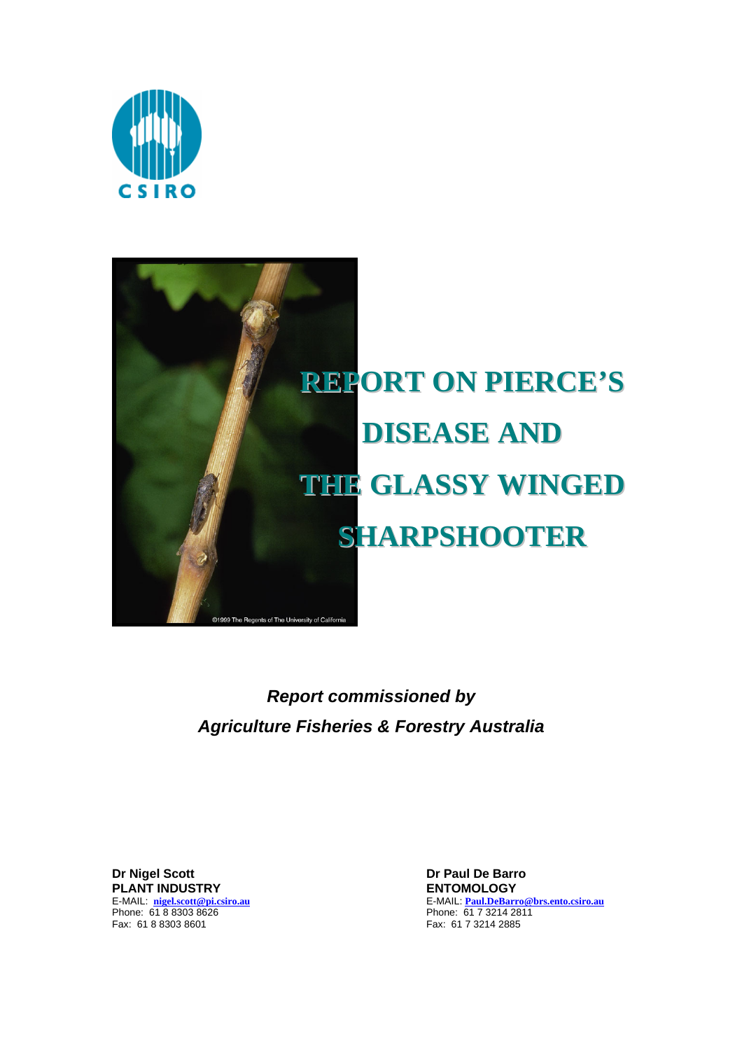CSIRO

# REPORT ON PIERCE'S DISEASE AND THE GLASSY WINGED SHARPSHOOTER

©1999 The Regents of The University of California

***Report commissioned by***
***Agriculture Fisheries & Forestry Australia***

**Dr Nigel Scott**
**PLANT INDUSTRY**
E-MAIL: **nigel.scott@pi.csiro.au**
Phone: 61 8 8303 8626
Fax: 61 8 8303 8601

**Dr Paul De Barro**
**ENTOMOLOGY**
E-MAIL: **Paul.DeBarro@brs.ento.csiro.au**
Phone: 61 7 3214 2811
Fax: 61 7 3214 2885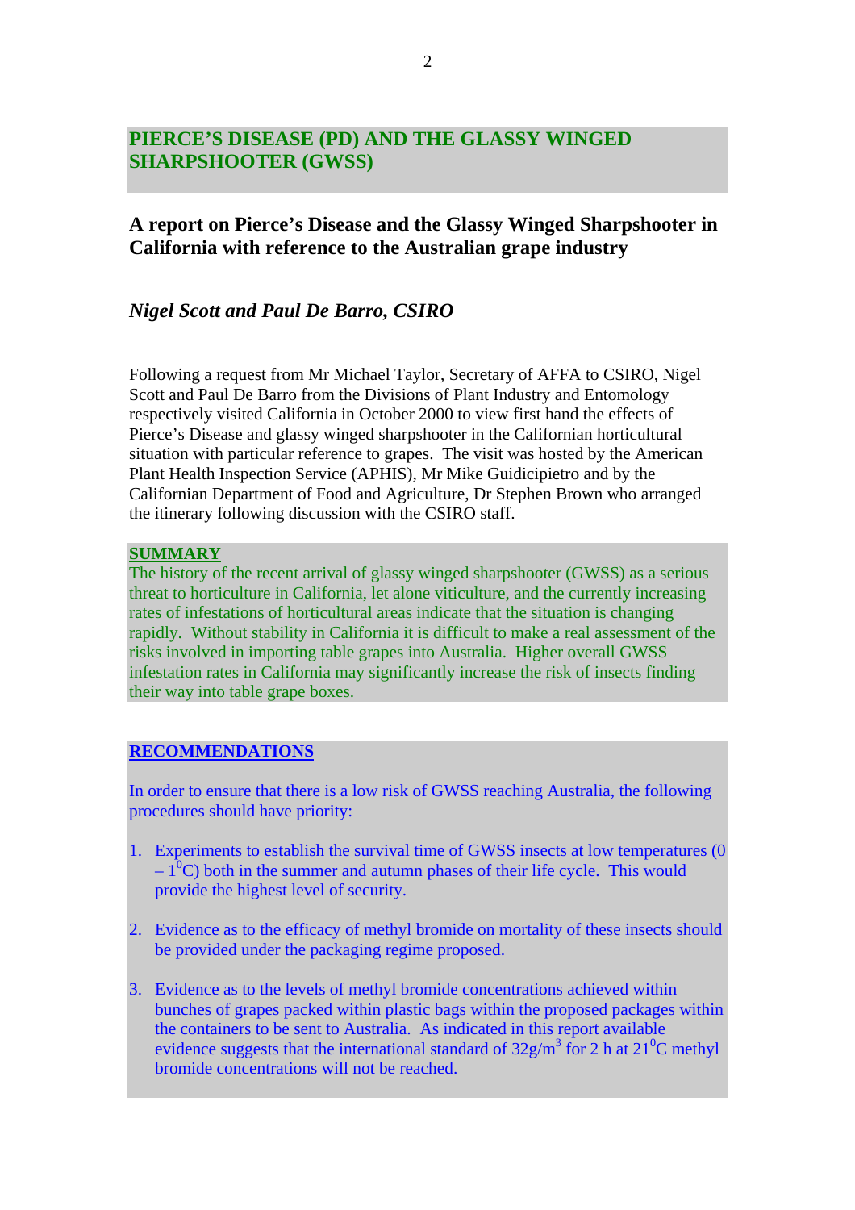# PIERCE'S DISEASE (PD) AND THE GLASSY WINGED SHARPSHOOTER (GWSS)

## A report on Pierce's Disease and the Glassy Winged Sharpshooter in California with reference to the Australian grape industry

### *Nigel Scott and Paul De Barro, CSIRO*

Following a request from Mr Michael Taylor, Secretary of AFFA to CSIRO, Nigel Scott and Paul De Barro from the Divisions of Plant Industry and Entomology respectively visited California in October 2000 to view first hand the effects of Pierce's Disease and glassy winged sharpshooter in the Californian horticultural situation with particular reference to grapes. The visit was hosted by the American Plant Health Inspection Service (APHIS), Mr Mike Guidicipietro and by the Californian Department of Food and Agriculture, Dr Stephen Brown who arranged the itinerary following discussion with the CSIRO staff.

**SUMMARY**

The history of the recent arrival of glassy winged sharpshooter (GWSS) as a serious threat to horticulture in California, let alone viticulture, and the currently increasing rates of infestations of horticultural areas indicate that the situation is changing rapidly. Without stability in California it is difficult to make a real assessment of the risks involved in importing table grapes into Australia. Higher overall GWSS infestation rates in California may significantly increase the risk of insects finding their way into table grape boxes.

**RECOMMENDATIONS**

In order to ensure that there is a low risk of GWSS reaching Australia, the following procedures should have priority:

1. Experiments to establish the survival time of GWSS insects at low temperatures (0 – 1$^0$C) both in the summer and autumn phases of their life cycle. This would provide the highest level of security.

2. Evidence as to the efficacy of methyl bromide on mortality of these insects should be provided under the packaging regime proposed.

3. Evidence as to the levels of methyl bromide concentrations achieved within bunches of grapes packed within plastic bags within the proposed packages within the containers to be sent to Australia. As indicated in this report available evidence suggests that the international standard of 32g/m$^3$ for 2 h at 21$^0$C methyl bromide concentrations will not be reached.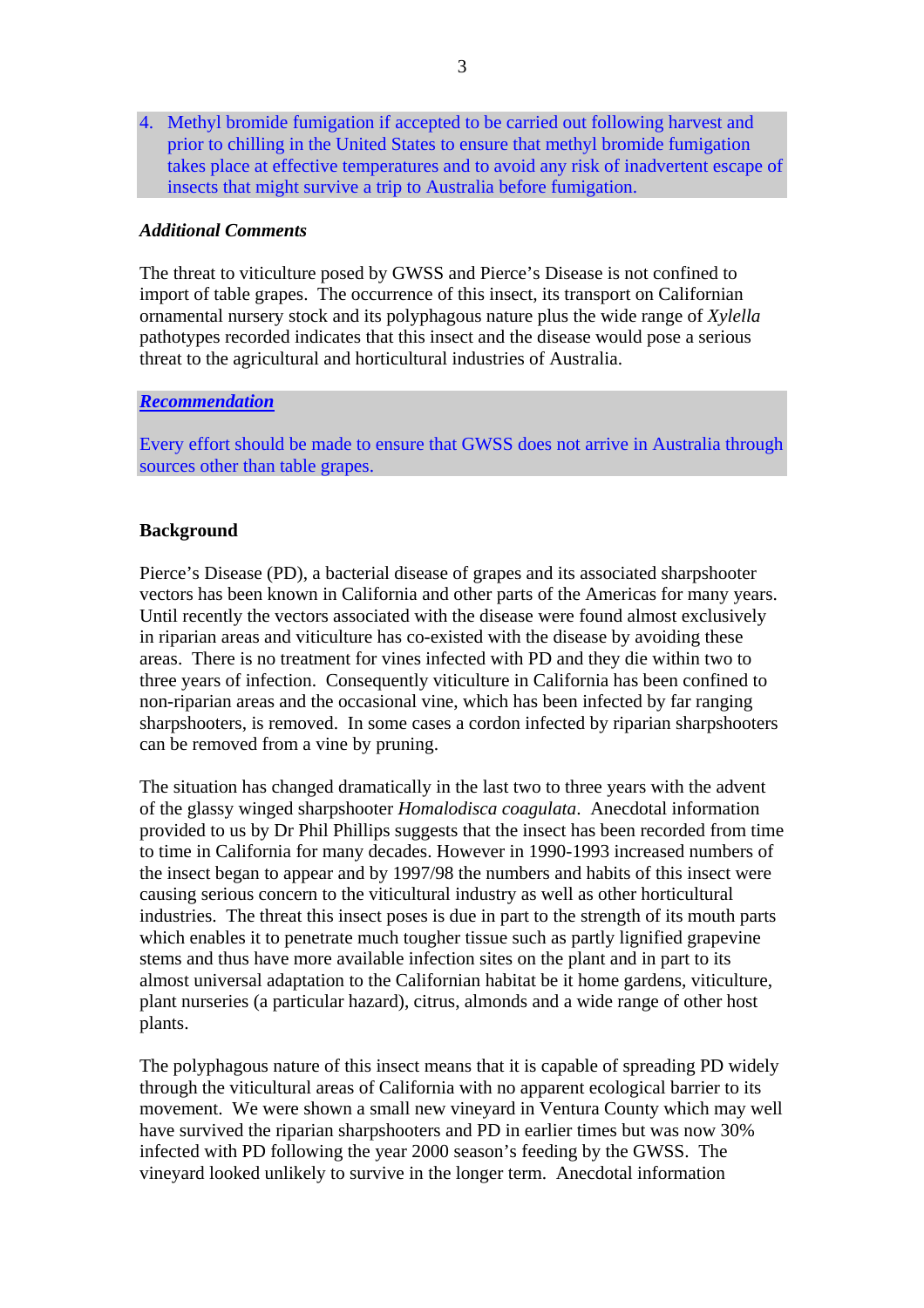4. Methyl bromide fumigation if accepted to be carried out following harvest and prior to chilling in the United States to ensure that methyl bromide fumigation takes place at effective temperatures and to avoid any risk of inadvertent escape of insects that might survive a trip to Australia before fumigation.

***Additional Comments***

The threat to viticulture posed by GWSS and Pierce's Disease is not confined to import of table grapes. The occurrence of this insect, its transport on Californian ornamental nursery stock and its polyphagous nature plus the wide range of *Xylella* pathotypes recorded indicates that this insect and the disease would pose a serious threat to the agricultural and horticultural industries of Australia.

***Recommendation***

Every effort should be made to ensure that GWSS does not arrive in Australia through sources other than table grapes.

**Background**

Pierce's Disease (PD), a bacterial disease of grapes and its associated sharpshooter vectors has been known in California and other parts of the Americas for many years. Until recently the vectors associated with the disease were found almost exclusively in riparian areas and viticulture has co-existed with the disease by avoiding these areas. There is no treatment for vines infected with PD and they die within two to three years of infection. Consequently viticulture in California has been confined to non-riparian areas and the occasional vine, which has been infected by far ranging sharpshooters, is removed. In some cases a cordon infected by riparian sharpshooters can be removed from a vine by pruning.

The situation has changed dramatically in the last two to three years with the advent of the glassy winged sharpshooter *Homalodisca coagulata*. Anecdotal information provided to us by Dr Phil Phillips suggests that the insect has been recorded from time to time in California for many decades. However in 1990-1993 increased numbers of the insect began to appear and by 1997/98 the numbers and habits of this insect were causing serious concern to the viticultural industry as well as other horticultural industries. The threat this insect poses is due in part to the strength of its mouth parts which enables it to penetrate much tougher tissue such as partly lignified grapevine stems and thus have more available infection sites on the plant and in part to its almost universal adaptation to the Californian habitat be it home gardens, viticulture, plant nurseries (a particular hazard), citrus, almonds and a wide range of other host plants.

The polyphagous nature of this insect means that it is capable of spreading PD widely through the viticultural areas of California with no apparent ecological barrier to its movement. We were shown a small new vineyard in Ventura County which may well have survived the riparian sharpshooters and PD in earlier times but was now 30% infected with PD following the year 2000 season's feeding by the GWSS. The vineyard looked unlikely to survive in the longer term. Anecdotal information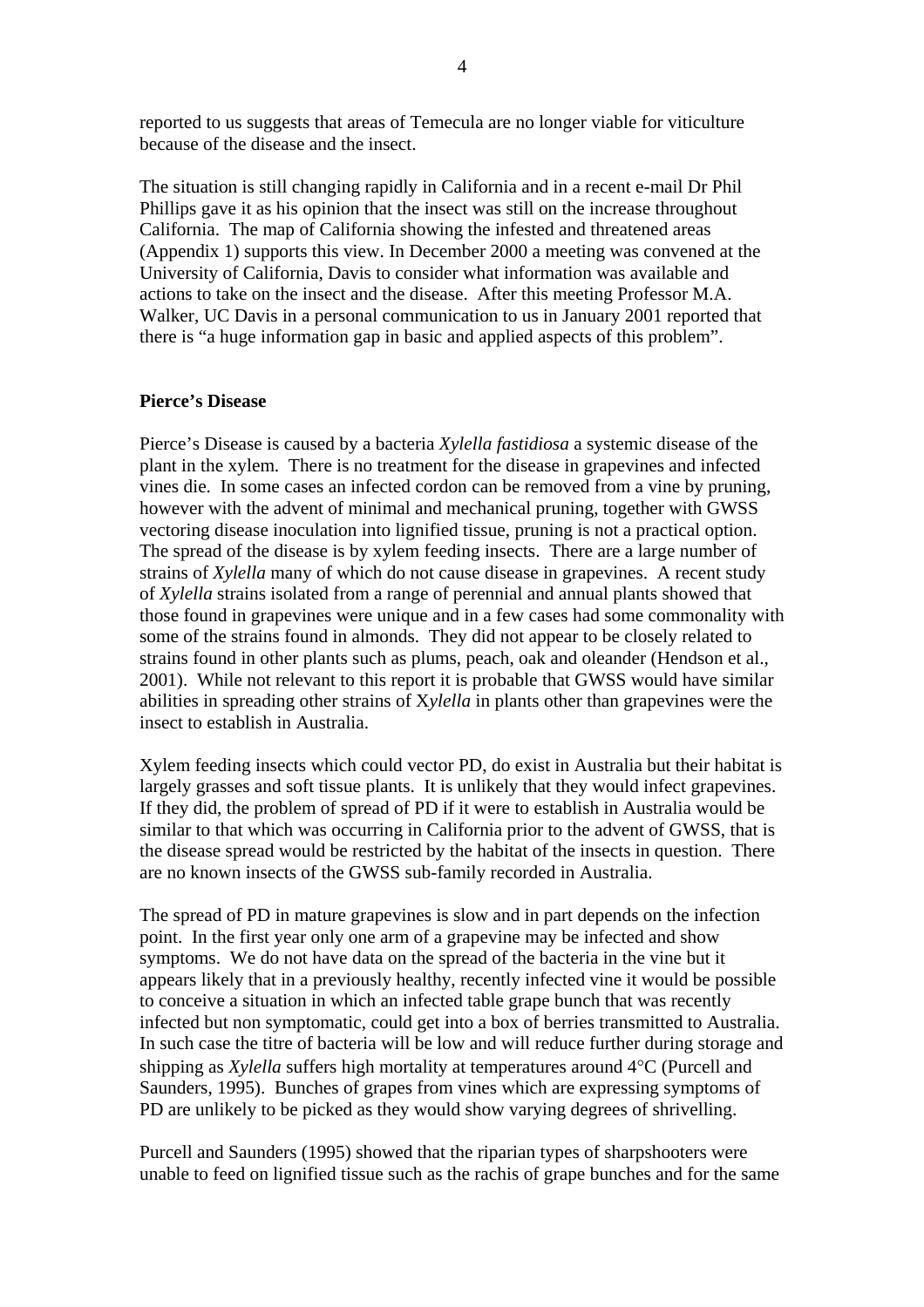reported to us suggests that areas of Temecula are no longer viable for viticulture because of the disease and the insect.

The situation is still changing rapidly in California and in a recent e-mail Dr Phil Phillips gave it as his opinion that the insect was still on the increase throughout California. The map of California showing the infested and threatened areas (Appendix 1) supports this view. In December 2000 a meeting was convened at the University of California, Davis to consider what information was available and actions to take on the insect and the disease. After this meeting Professor M.A. Walker, UC Davis in a personal communication to us in January 2001 reported that there is "a huge information gap in basic and applied aspects of this problem".

## Pierce's Disease

Pierce's Disease is caused by a bacteria *Xylella fastidiosa* a systemic disease of the plant in the xylem. There is no treatment for the disease in grapevines and infected vines die. In some cases an infected cordon can be removed from a vine by pruning, however with the advent of minimal and mechanical pruning, together with GWSS vectoring disease inoculation into lignified tissue, pruning is not a practical option. The spread of the disease is by xylem feeding insects. There are a large number of strains of *Xylella* many of which do not cause disease in grapevines. A recent study of *Xylella* strains isolated from a range of perennial and annual plants showed that those found in grapevines were unique and in a few cases had some commonality with some of the strains found in almonds. They did not appear to be closely related to strains found in other plants such as plums, peach, oak and oleander (Hendson et al., 2001). While not relevant to this report it is probable that GWSS would have similar abilities in spreading other strains of X*ylella* in plants other than grapevines were the insect to establish in Australia.

Xylem feeding insects which could vector PD, do exist in Australia but their habitat is largely grasses and soft tissue plants. It is unlikely that they would infect grapevines. If they did, the problem of spread of PD if it were to establish in Australia would be similar to that which was occurring in California prior to the advent of GWSS, that is the disease spread would be restricted by the habitat of the insects in question. There are no known insects of the GWSS sub-family recorded in Australia.

The spread of PD in mature grapevines is slow and in part depends on the infection point. In the first year only one arm of a grapevine may be infected and show symptoms. We do not have data on the spread of the bacteria in the vine but it appears likely that in a previously healthy, recently infected vine it would be possible to conceive a situation in which an infected table grape bunch that was recently infected but non symptomatic, could get into a box of berries transmitted to Australia. In such case the titre of bacteria will be low and will reduce further during storage and shipping as *Xylella* suffers high mortality at temperatures around 4°C (Purcell and Saunders, 1995). Bunches of grapes from vines which are expressing symptoms of PD are unlikely to be picked as they would show varying degrees of shrivelling.

Purcell and Saunders (1995) showed that the riparian types of sharpshooters were unable to feed on lignified tissue such as the rachis of grape bunches and for the same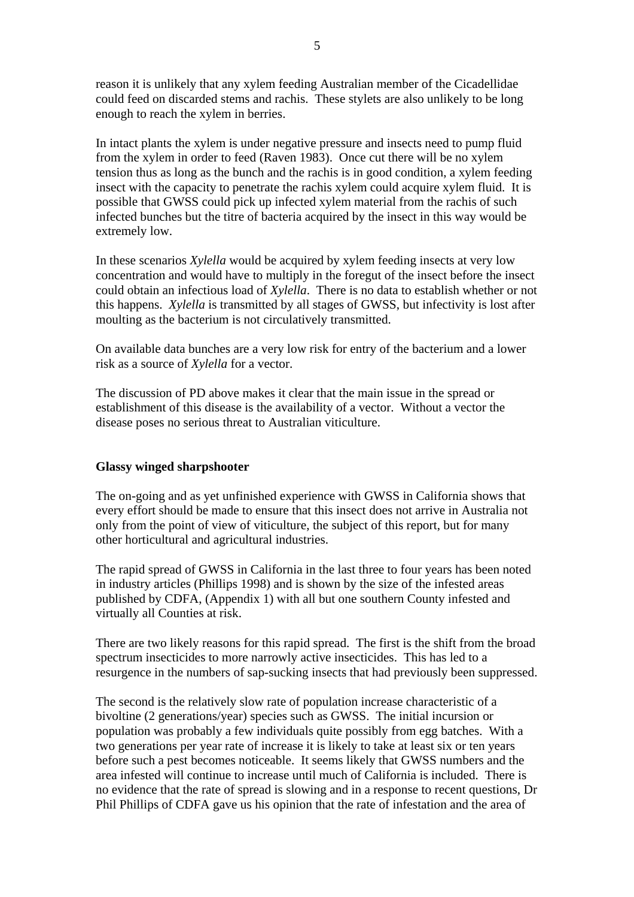reason it is unlikely that any xylem feeding Australian member of the Cicadellidae could feed on discarded stems and rachis. These stylets are also unlikely to be long enough to reach the xylem in berries.

In intact plants the xylem is under negative pressure and insects need to pump fluid from the xylem in order to feed (Raven 1983). Once cut there will be no xylem tension thus as long as the bunch and the rachis is in good condition, a xylem feeding insect with the capacity to penetrate the rachis xylem could acquire xylem fluid. It is possible that GWSS could pick up infected xylem material from the rachis of such infected bunches but the titre of bacteria acquired by the insect in this way would be extremely low.

In these scenarios *Xylella* would be acquired by xylem feeding insects at very low concentration and would have to multiply in the foregut of the insect before the insect could obtain an infectious load of *Xylella*. There is no data to establish whether or not this happens. *Xylella* is transmitted by all stages of GWSS, but infectivity is lost after moulting as the bacterium is not circulatively transmitted.

On available data bunches are a very low risk for entry of the bacterium and a lower risk as a source of *Xylella* for a vector.

The discussion of PD above makes it clear that the main issue in the spread or establishment of this disease is the availability of a vector. Without a vector the disease poses no serious threat to Australian viticulture.

**Glassy winged sharpshooter**

The on-going and as yet unfinished experience with GWSS in California shows that every effort should be made to ensure that this insect does not arrive in Australia not only from the point of view of viticulture, the subject of this report, but for many other horticultural and agricultural industries.

The rapid spread of GWSS in California in the last three to four years has been noted in industry articles (Phillips 1998) and is shown by the size of the infested areas published by CDFA, (Appendix 1) with all but one southern County infested and virtually all Counties at risk.

There are two likely reasons for this rapid spread. The first is the shift from the broad spectrum insecticides to more narrowly active insecticides. This has led to a resurgence in the numbers of sap-sucking insects that had previously been suppressed.

The second is the relatively slow rate of population increase characteristic of a bivoltine (2 generations/year) species such as GWSS. The initial incursion or population was probably a few individuals quite possibly from egg batches. With a two generations per year rate of increase it is likely to take at least six or ten years before such a pest becomes noticeable. It seems likely that GWSS numbers and the area infested will continue to increase until much of California is included. There is no evidence that the rate of spread is slowing and in a response to recent questions, Dr Phil Phillips of CDFA gave us his opinion that the rate of infestation and the area of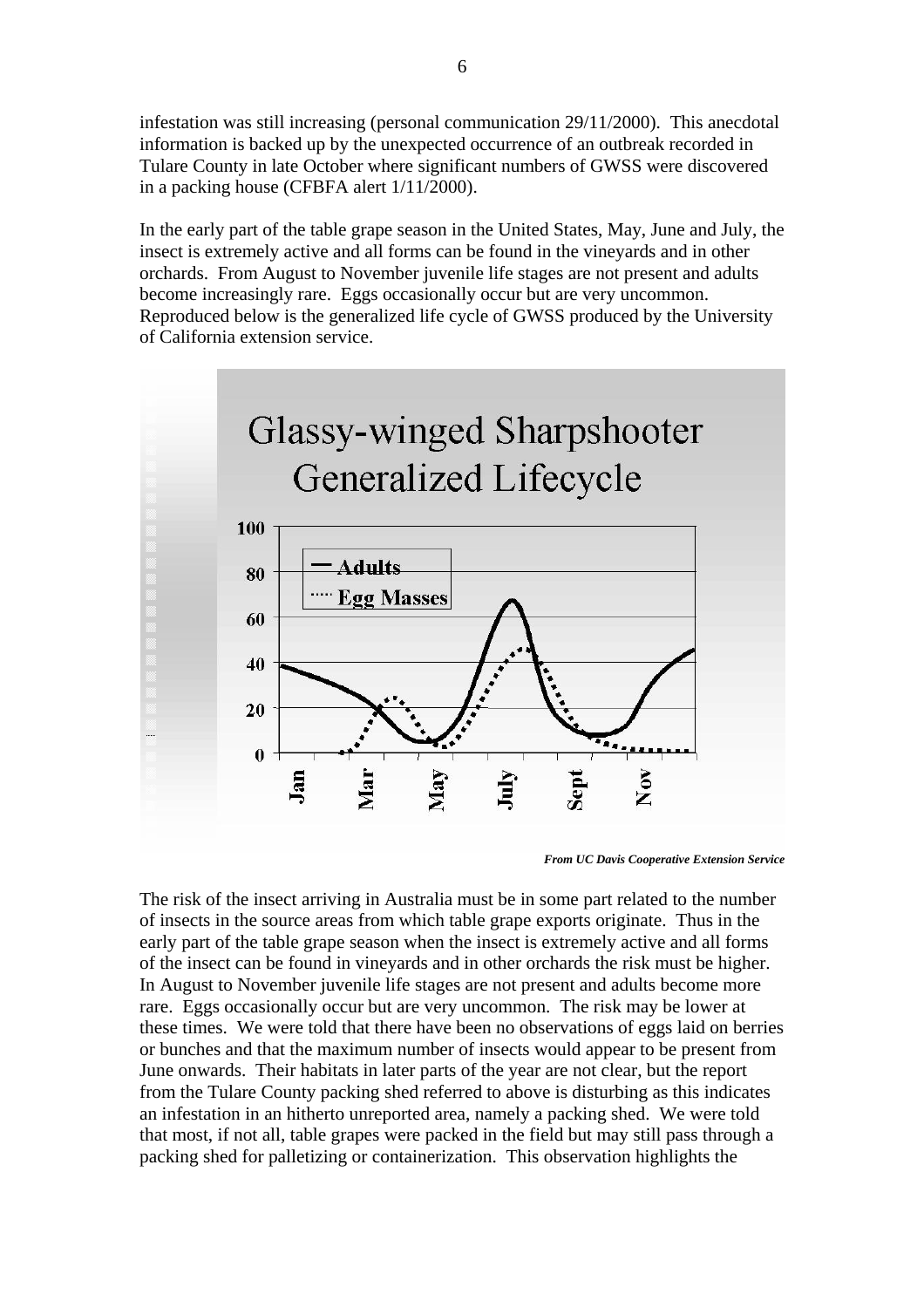infestation was still increasing (personal communication 29/11/2000). This anecdotal information is backed up by the unexpected occurrence of an outbreak recorded in Tulare County in late October where significant numbers of GWSS were discovered in a packing house (CFBFA alert 1/11/2000).

In the early part of the table grape season in the United States, May, June and July, the insect is extremely active and all forms can be found in the vineyards and in other orchards. From August to November juvenile life stages are not present and adults become increasingly rare. Eggs occasionally occur but are very uncommon. Reproduced below is the generalized life cycle of GWSS produced by the University of California extension service.

*From UC Davis Cooperative Extension Service*

The risk of the insect arriving in Australia must be in some part related to the number of insects in the source areas from which table grape exports originate. Thus in the early part of the table grape season when the insect is extremely active and all forms of the insect can be found in vineyards and in other orchards the risk must be higher. In August to November juvenile life stages are not present and adults become more rare. Eggs occasionally occur but are very uncommon. The risk may be lower at these times. We were told that there have been no observations of eggs laid on berries or bunches and that the maximum number of insects would appear to be present from June onwards. Their habitats in later parts of the year are not clear, but the report from the Tulare County packing shed referred to above is disturbing as this indicates an infestation in an hitherto unreported area, namely a packing shed. We were told that most, if not all, table grapes were packed in the field but may still pass through a packing shed for palletizing or containerization. This observation highlights the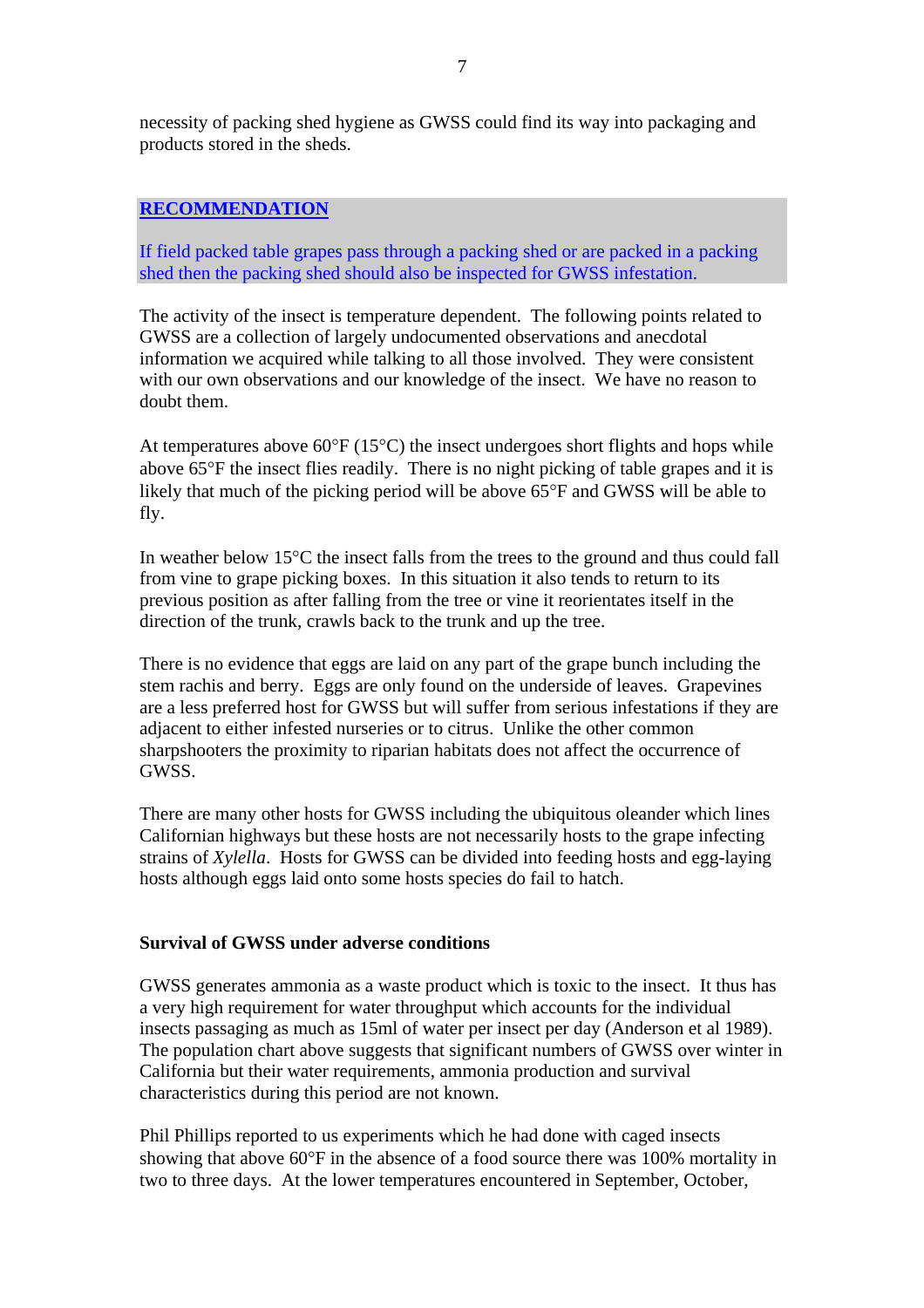necessity of packing shed hygiene as GWSS could find its way into packaging and products stored in the sheds.

**RECOMMENDATION**

If field packed table grapes pass through a packing shed or are packed in a packing shed then the packing shed should also be inspected for GWSS infestation.

The activity of the insect is temperature dependent. The following points related to GWSS are a collection of largely undocumented observations and anecdotal information we acquired while talking to all those involved. They were consistent with our own observations and our knowledge of the insect. We have no reason to doubt them.

At temperatures above 60°F (15°C) the insect undergoes short flights and hops while above 65°F the insect flies readily. There is no night picking of table grapes and it is likely that much of the picking period will be above 65°F and GWSS will be able to fly.

In weather below 15°C the insect falls from the trees to the ground and thus could fall from vine to grape picking boxes. In this situation it also tends to return to its previous position as after falling from the tree or vine it reorientates itself in the direction of the trunk, crawls back to the trunk and up the tree.

There is no evidence that eggs are laid on any part of the grape bunch including the stem rachis and berry. Eggs are only found on the underside of leaves. Grapevines are a less preferred host for GWSS but will suffer from serious infestations if they are adjacent to either infested nurseries or to citrus. Unlike the other common sharpshooters the proximity to riparian habitats does not affect the occurrence of GWSS.

There are many other hosts for GWSS including the ubiquitous oleander which lines Californian highways but these hosts are not necessarily hosts to the grape infecting strains of *Xylella*. Hosts for GWSS can be divided into feeding hosts and egg-laying hosts although eggs laid onto some hosts species do fail to hatch.

### Survival of GWSS under adverse conditions

GWSS generates ammonia as a waste product which is toxic to the insect. It thus has a very high requirement for water throughput which accounts for the individual insects passaging as much as 15ml of water per insect per day (Anderson et al 1989). The population chart above suggests that significant numbers of GWSS over winter in California but their water requirements, ammonia production and survival characteristics during this period are not known.

Phil Phillips reported to us experiments which he had done with caged insects showing that above 60°F in the absence of a food source there was 100% mortality in two to three days. At the lower temperatures encountered in September, October,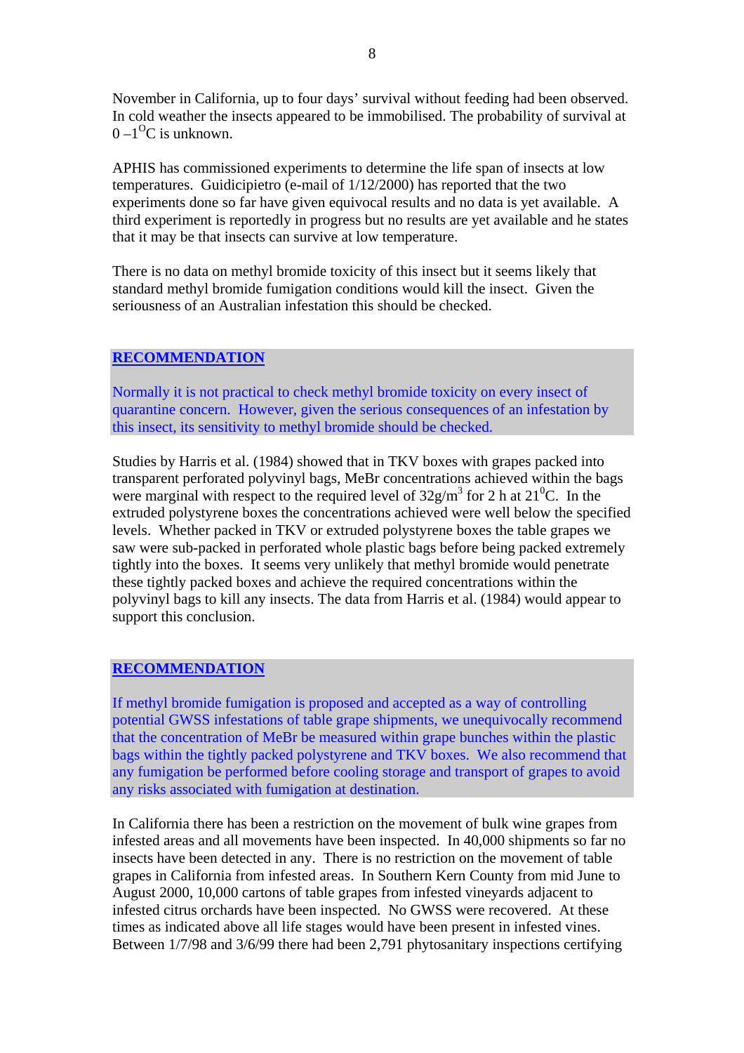November in California, up to four days' survival without feeding had been observed. In cold weather the insects appeared to be immobilised. The probability of survival at 0 –1$^{O}$C is unknown.

APHIS has commissioned experiments to determine the life span of insects at low temperatures. Guidicipietro (e-mail of 1/12/2000) has reported that the two experiments done so far have given equivocal results and no data is yet available. A third experiment is reportedly in progress but no results are yet available and he states that it may be that insects can survive at low temperature.

There is no data on methyl bromide toxicity of this insect but it seems likely that standard methyl bromide fumigation conditions would kill the insect. Given the seriousness of an Australian infestation this should be checked.

**RECOMMENDATION**

Normally it is not practical to check methyl bromide toxicity on every insect of quarantine concern. However, given the serious consequences of an infestation by this insect, its sensitivity to methyl bromide should be checked.

Studies by Harris et al. (1984) showed that in TKV boxes with grapes packed into transparent perforated polyvinyl bags, MeBr concentrations achieved within the bags were marginal with respect to the required level of 32g/m$^3$ for 2 h at 21$^0$C. In the extruded polystyrene boxes the concentrations achieved were well below the specified levels. Whether packed in TKV or extruded polystyrene boxes the table grapes we saw were sub-packed in perforated whole plastic bags before being packed extremely tightly into the boxes. It seems very unlikely that methyl bromide would penetrate these tightly packed boxes and achieve the required concentrations within the polyvinyl bags to kill any insects. The data from Harris et al. (1984) would appear to support this conclusion.

**RECOMMENDATION**

If methyl bromide fumigation is proposed and accepted as a way of controlling potential GWSS infestations of table grape shipments, we unequivocally recommend that the concentration of MeBr be measured within grape bunches within the plastic bags within the tightly packed polystyrene and TKV boxes. We also recommend that any fumigation be performed before cooling storage and transport of grapes to avoid any risks associated with fumigation at destination.

In California there has been a restriction on the movement of bulk wine grapes from infested areas and all movements have been inspected. In 40,000 shipments so far no insects have been detected in any. There is no restriction on the movement of table grapes in California from infested areas. In Southern Kern County from mid June to August 2000, 10,000 cartons of table grapes from infested vineyards adjacent to infested citrus orchards have been inspected. No GWSS were recovered. At these times as indicated above all life stages would have been present in infested vines. Between 1/7/98 and 3/6/99 there had been 2,791 phytosanitary inspections certifying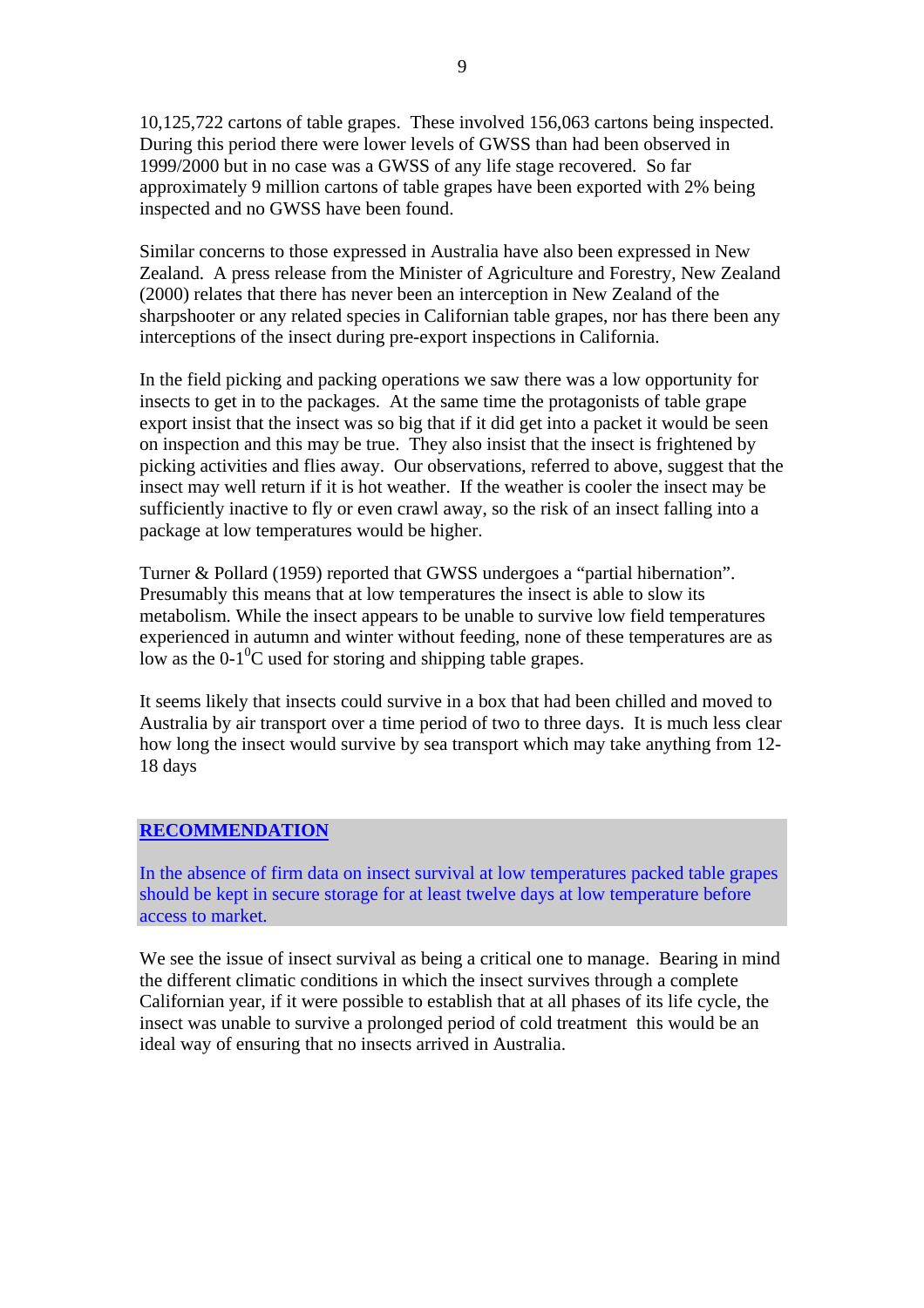10,125,722 cartons of table grapes. These involved 156,063 cartons being inspected. During this period there were lower levels of GWSS than had been observed in 1999/2000 but in no case was a GWSS of any life stage recovered. So far approximately 9 million cartons of table grapes have been exported with 2% being inspected and no GWSS have been found.

Similar concerns to those expressed in Australia have also been expressed in New Zealand. A press release from the Minister of Agriculture and Forestry, New Zealand (2000) relates that there has never been an interception in New Zealand of the sharpshooter or any related species in Californian table grapes, nor has there been any interceptions of the insect during pre-export inspections in California.

In the field picking and packing operations we saw there was a low opportunity for insects to get in to the packages. At the same time the protagonists of table grape export insist that the insect was so big that if it did get into a packet it would be seen on inspection and this may be true. They also insist that the insect is frightened by picking activities and flies away. Our observations, referred to above, suggest that the insect may well return if it is hot weather. If the weather is cooler the insect may be sufficiently inactive to fly or even crawl away, so the risk of an insect falling into a package at low temperatures would be higher.

Turner & Pollard (1959) reported that GWSS undergoes a "partial hibernation". Presumably this means that at low temperatures the insect is able to slow its metabolism. While the insect appears to be unable to survive low field temperatures experienced in autumn and winter without feeding, none of these temperatures are as low as the 0-1$^{0}$C used for storing and shipping table grapes.

It seems likely that insects could survive in a box that had been chilled and moved to Australia by air transport over a time period of two to three days. It is much less clear how long the insect would survive by sea transport which may take anything from 12-18 days

**RECOMMENDATION**

In the absence of firm data on insect survival at low temperatures packed table grapes should be kept in secure storage for at least twelve days at low temperature before access to market.

We see the issue of insect survival as being a critical one to manage. Bearing in mind the different climatic conditions in which the insect survives through a complete Californian year, if it were possible to establish that at all phases of its life cycle, the insect was unable to survive a prolonged period of cold treatment this would be an ideal way of ensuring that no insects arrived in Australia.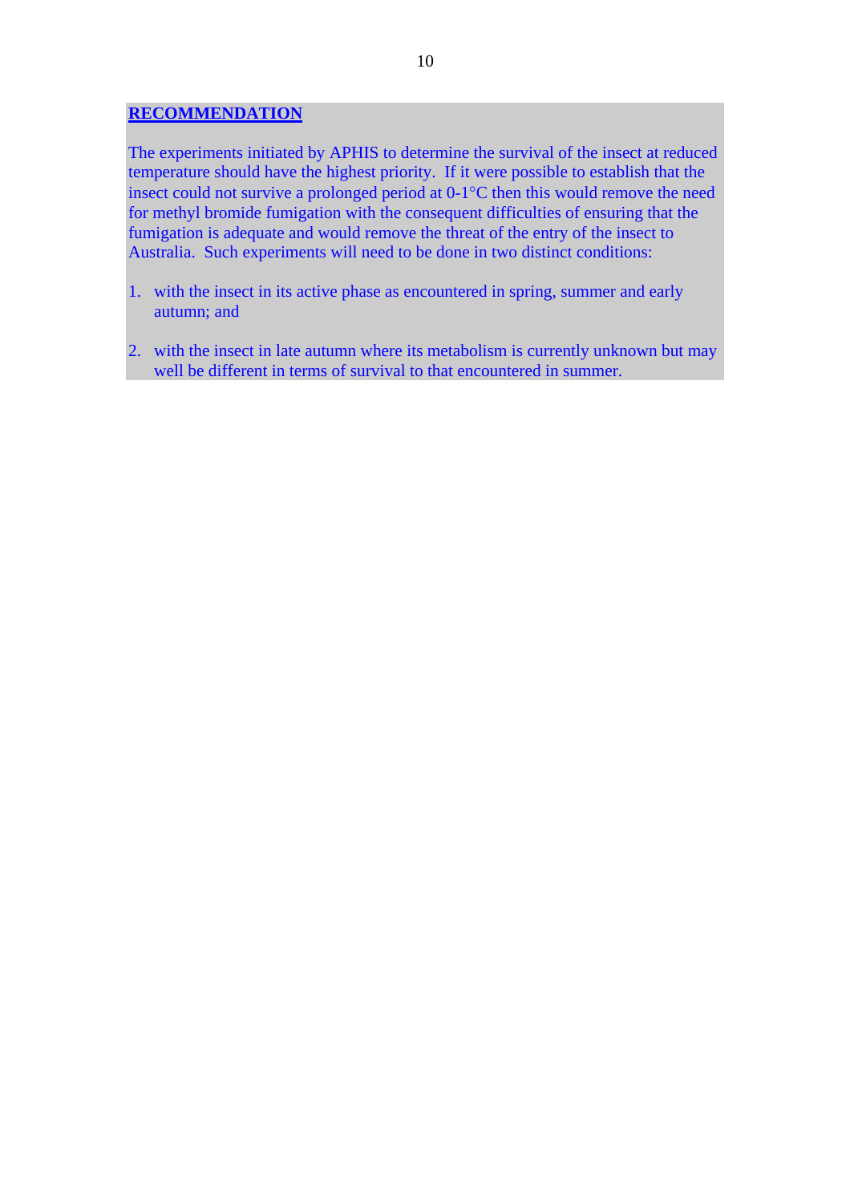## RECOMMENDATION

The experiments initiated by APHIS to determine the survival of the insect at reduced temperature should have the highest priority. If it were possible to establish that the insect could not survive a prolonged period at 0-1°C then this would remove the need for methyl bromide fumigation with the consequent difficulties of ensuring that the fumigation is adequate and would remove the threat of the entry of the insect to Australia. Such experiments will need to be done in two distinct conditions:

1. with the insect in its active phase as encountered in spring, summer and early autumn; and

2. with the insect in late autumn where its metabolism is currently unknown but may well be different in terms of survival to that encountered in summer.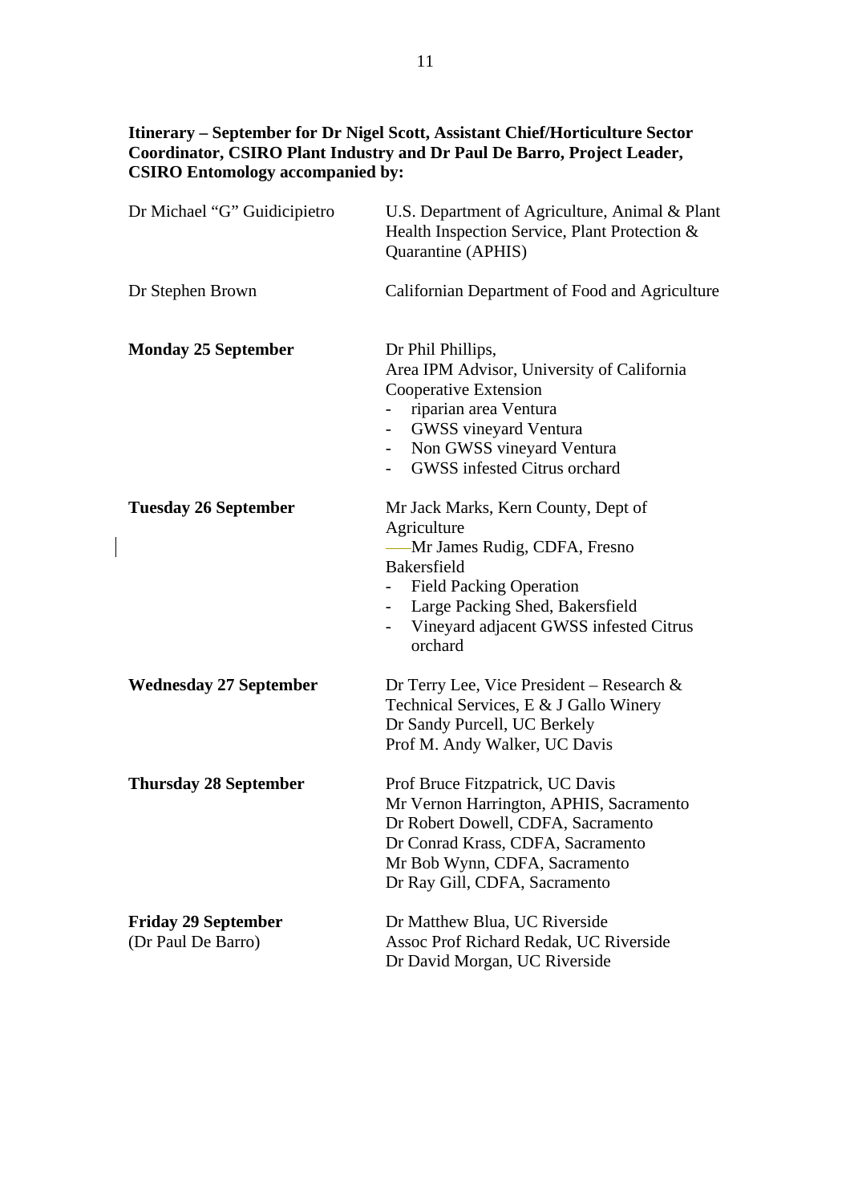**Itinerary – September for Dr Nigel Scott, Assistant Chief/Horticulture Sector Coordinator, CSIRO Plant Industry and Dr Paul De Barro, Project Leader, CSIRO Entomology accompanied by:**

| | |
|---|---|
| Dr Michael "G" Guidicipietro | U.S. Department of Agriculture, Animal & Plant Health Inspection Service, Plant Protection & Quarantine (APHIS) |
| Dr Stephen Brown | Californian Department of Food and Agriculture |
| **Monday 25 September** | Dr Phil Phillips,<br>Area IPM Advisor, University of California Cooperative Extension<br>- riparian area Ventura<br>- GWSS vineyard Ventura<br>- Non GWSS vineyard Ventura<br>- GWSS infested Citrus orchard |
| **Tuesday 26 September** | Mr Jack Marks, Kern County, Dept of Agriculture<br>Mr James Rudig, CDFA, Fresno<br>Bakersfield<br>- Field Packing Operation<br>- Large Packing Shed, Bakersfield<br>- Vineyard adjacent GWSS infested Citrus orchard |
| **Wednesday 27 September** | Dr Terry Lee, Vice President – Research & Technical Services, E & J Gallo Winery<br>Dr Sandy Purcell, UC Berkely<br>Prof M. Andy Walker, UC Davis |
| **Thursday 28 September** | Prof Bruce Fitzpatrick, UC Davis<br>Mr Vernon Harrington, APHIS, Sacramento<br>Dr Robert Dowell, CDFA, Sacramento<br>Dr Conrad Krass, CDFA, Sacramento<br>Mr Bob Wynn, CDFA, Sacramento<br>Dr Ray Gill, CDFA, Sacramento |
| **Friday 29 September**<br>(Dr Paul De Barro) | Dr Matthew Blua, UC Riverside<br>Assoc Prof Richard Redak, UC Riverside<br>Dr David Morgan, UC Riverside |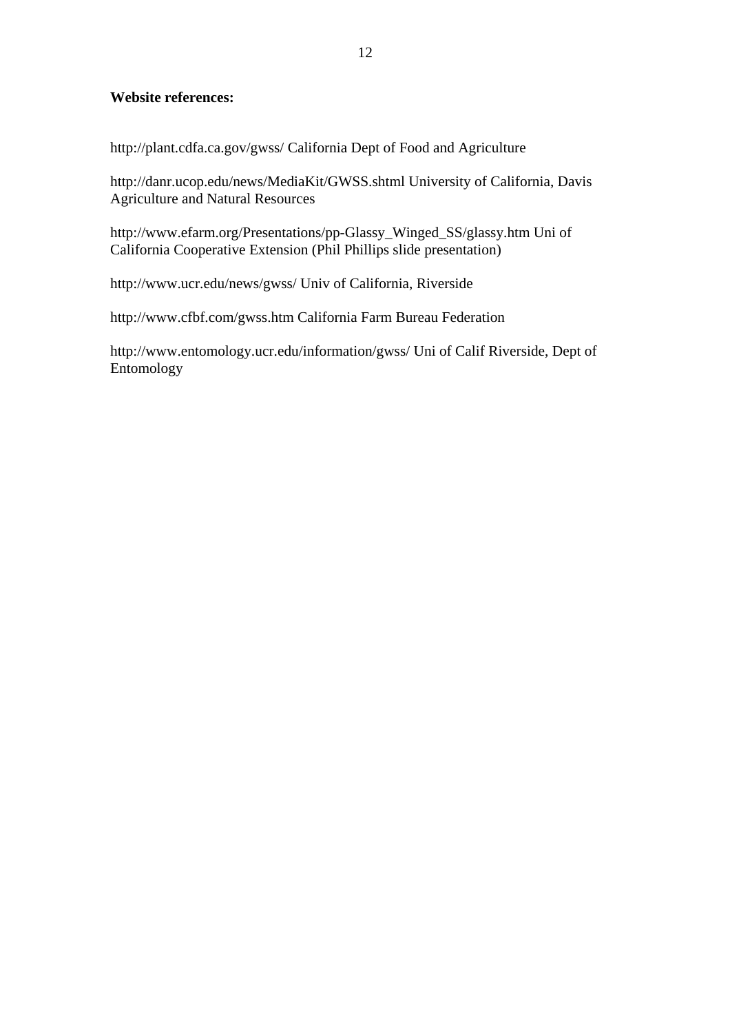**Website references:**

http://plant.cdfa.ca.gov/gwss/ California Dept of Food and Agriculture

http://danr.ucop.edu/news/MediaKit/GWSS.shtml University of California, Davis Agriculture and Natural Resources

http://www.efarm.org/Presentations/pp-Glassy_Winged_SS/glassy.htm Uni of California Cooperative Extension (Phil Phillips slide presentation)

http://www.ucr.edu/news/gwss/ Univ of California, Riverside

http://www.cfbf.com/gwss.htm California Farm Bureau Federation

http://www.entomology.ucr.edu/information/gwss/ Uni of Calif Riverside, Dept of Entomology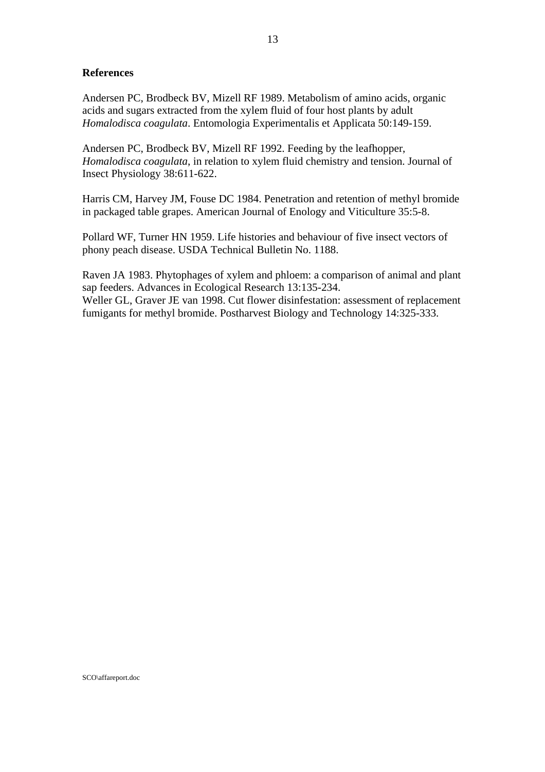**References**

Andersen PC, Brodbeck BV, Mizell RF 1989. Metabolism of amino acids, organic acids and sugars extracted from the xylem fluid of four host plants by adult *Homalodisca coagulata*. Entomologia Experimentalis et Applicata 50:149-159.

Andersen PC, Brodbeck BV, Mizell RF 1992. Feeding by the leafhopper, *Homalodisca coagulata*, in relation to xylem fluid chemistry and tension. Journal of Insect Physiology 38:611-622.

Harris CM, Harvey JM, Fouse DC 1984. Penetration and retention of methyl bromide in packaged table grapes. American Journal of Enology and Viticulture 35:5-8.

Pollard WF, Turner HN 1959. Life histories and behaviour of five insect vectors of phony peach disease. USDA Technical Bulletin No. 1188.

Raven JA 1983. Phytophages of xylem and phloem: a comparison of animal and plant sap feeders. Advances in Ecological Research 13:135-234.

Weller GL, Graver JE van 1998. Cut flower disinfestation: assessment of replacement fumigants for methyl bromide. Postharvest Biology and Technology 14:325-333.

SCO\affareport.doc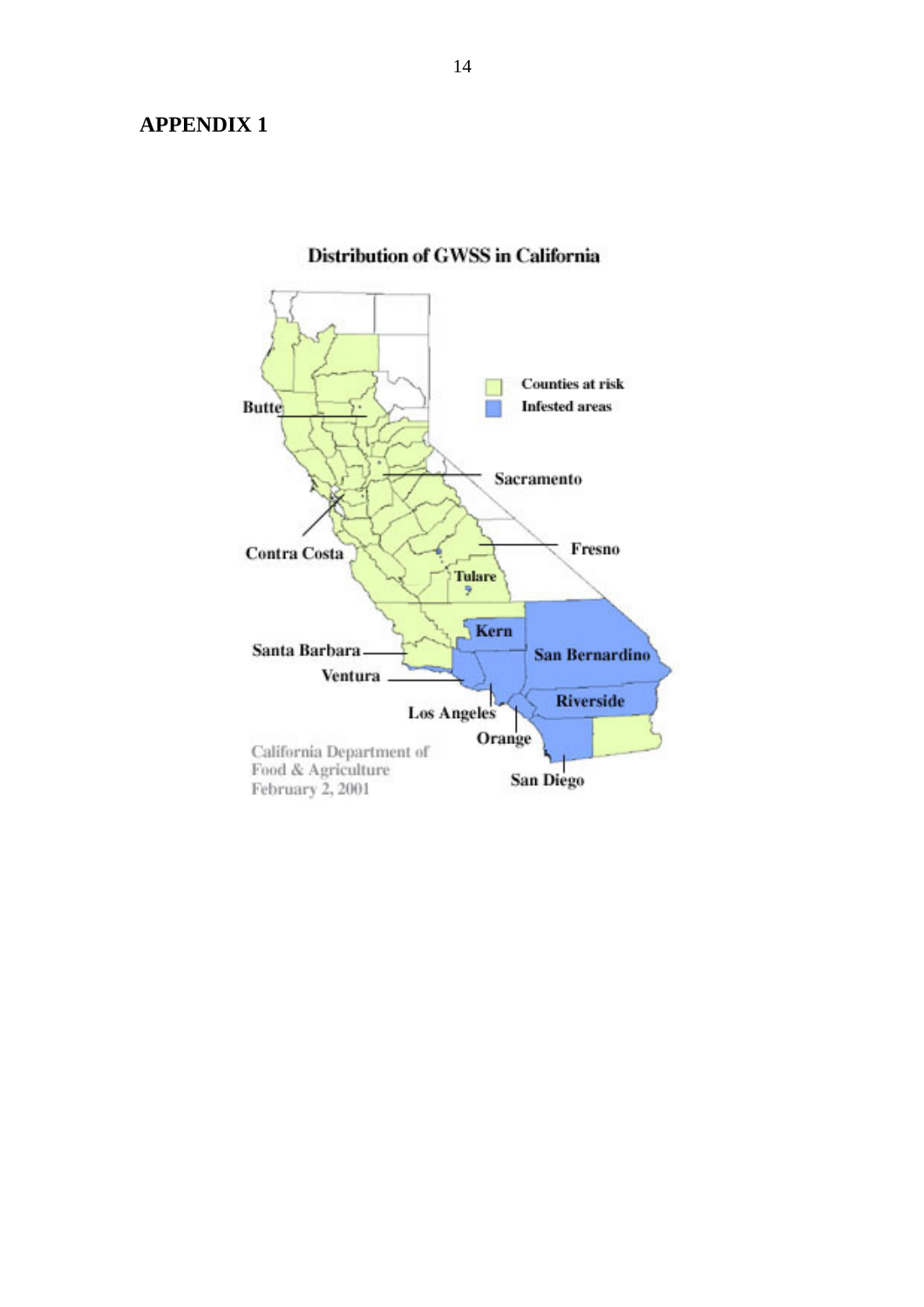## APPENDIX 1

Distribution of GWSS in California

Counties at risk
Infested areas

Butte
Sacramento
Contra Costa
Fresno
Tulare
Kern
San Bernardino
Santa Barbara
Ventura
Riverside
Los Angeles
Orange
San Diego

California Department of
Food & Agriculture
February 2, 2001